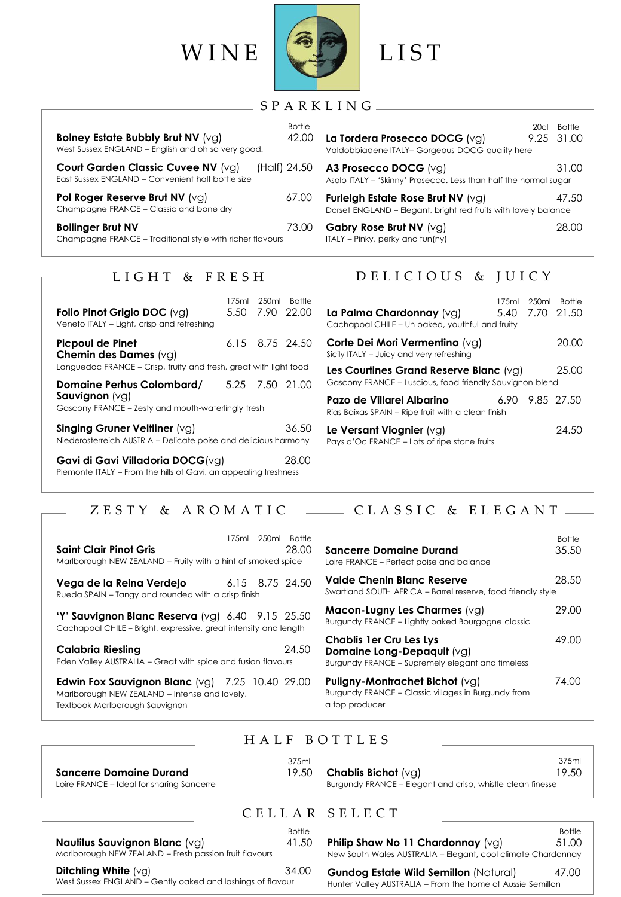# WINE LIST

## SPARKLING

| Wine | Description | 20cl | Bottle |
|---|---|---|---|
| **Bolney Estate Bubbly Brut NV** (vg) | West Sussex ENGLAND – English and oh so very good! | | 42.00 |
| **Court Garden Classic Cuvee NV** (vg) | East Sussex ENGLAND – Convenient half bottle size | | (Half) 24.50 |
| **Pol Roger Reserve Brut NV** (vg) | Champagne FRANCE – Classic and bone dry | | 67.00 |
| **Bollinger Brut NV** | Champagne FRANCE – Traditional style with richer flavours | | 73.00 |
| **La Tordera Prosecco DOCG** (vg) | Valdobbiadene ITALY– Gorgeous DOCG quality here | 9.25 | 31.00 |
| **A3 Prosecco DOCG** (vg) | Asolo ITALY – 'Skinny' Prosecco. Less than half the normal sugar | | 31.00 |
| **Furleigh Estate Rose Brut NV** (vg) | Dorset ENGLAND – Elegant, bright red fruits with lovely balance | | 47.50 |
| **Gabry Rose Brut NV** (vg) | ITALY – Pinky, perky and fun(ny) | | 28.00 |

## LIGHT & FRESH

| Wine | Description | 175ml | 250ml | Bottle |
|---|---|---|---|---|
| **Folio Pinot Grigio DOC** (vg) | Veneto ITALY – Light, crisp and refreshing | 5.50 | 7.90 | 22.00 |
| **Picpoul de Pinet Chemin des Dames** (vg) | Languedoc FRANCE – Crisp, fruity and fresh, great with light food | 6.15 | 8.75 | 24.50 |
| **Domaine Perhus Colombard/ Sauvignon** (vg) | Gascony FRANCE – Zesty and mouth-waterlingly fresh | 5.25 | 7.50 | 21.00 |
| **Singing Gruner Veltliner** (vg) | Niederosterreich AUSTRIA – Delicate poise and delicious harmony | | | 36.50 |
| **Gavi di Gavi Villadoria DOCG**(vg) | Piemonte ITALY – From the hills of Gavi, an appealing freshness | | | 28.00 |

## DELICIOUS & JUICY

| Wine | Description | 175ml | 250ml | Bottle |
|---|---|---|---|---|
| **La Palma Chardonnay** (vg) | Cachapoal CHILE – Un-oaked, youthful and fruity | 5.40 | 7.70 | 21.50 |
| **Corte Dei Mori Vermentino** (vg) | Sicily ITALY – Juicy and very refreshing | | | 20.00 |
| **Les Courtines Grand Reserve Blanc** (vg) | Gascony FRANCE – Luscious, food-friendly Sauvignon blend | | | 25.00 |
| **Pazo de Villarei Albarino** | Rias Baixas SPAIN – Ripe fruit with a clean finish | 6.90 | 9.85 | 27.50 |
| **Le Versant Viognier** (vg) | Pays d'Oc FRANCE – Lots of ripe stone fruits | | | 24.50 |

## ZESTY & AROMATIC

| Wine | Description | 175ml | 250ml | Bottle |
|---|---|---|---|---|
| **Saint Clair Pinot Gris** | Marlborough NEW ZEALAND – Fruity with a hint of smoked spice | | | 28.00 |
| **Vega de la Reina Verdejo** | Rueda SPAIN – Tangy and rounded with a crisp finish | 6.15 | 8.75 | 24.50 |
| **'Y' Sauvignon Blanc Reserva** (vg) | Cachapoal CHILE – Bright, expressive, great intensity and length | 6.40 | 9.15 | 25.50 |
| **Calabria Riesling** | Eden Valley AUSTRALIA – Great with spice and fusion flavours | | | 24.50 |
| **Edwin Fox Sauvignon Blanc** (vg) | Marlborough NEW ZEALAND – Intense and lovely. Textbook Marlborough Sauvignon | 7.25 | 10.40 | 29.00 |

## CLASSIC & ELEGANT

| Wine | Description | Bottle |
|---|---|---|
| **Sancerre Domaine Durand** | Loire FRANCE – Perfect poise and balance | 35.50 |
| **Valde Chenin Blanc Reserve** | Swartland SOUTH AFRICA – Barrel reserve, food friendly style | 28.50 |
| **Macon-Lugny Les Charmes** (vg) | Burgundy FRANCE – Lightly oaked Bourgogne classic | 29.00 |
| **Chablis 1er Cru Les Lys Domaine Long-Depaquit** (vg) | Burgundy FRANCE – Supremely elegant and timeless | 49.00 |
| **Puligny-Montrachet Bichot** (vg) | Burgundy FRANCE – Classic villages in Burgundy from a top producer | 74.00 |

## HALF BOTTLES

| Wine | Description | 375ml |
|---|---|---|
| **Sancerre Domaine Durand** | Loire FRANCE – Ideal for sharing Sancerre | 19.50 |
| **Chablis Bichot** (vg) | Burgundy FRANCE – Elegant and crisp, whistle-clean finesse | 19.50 |

## CELLAR SELECT

| Wine | Description | Bottle |
|---|---|---|
| **Nautilus Sauvignon Blanc** (vg) | Marlborough NEW ZEALAND – Fresh passion fruit flavours | 41.50 |
| **Ditchling White** (vg) | West Sussex ENGLAND – Gently oaked and lashings of flavour | 34.00 |
| **Philip Shaw No 11 Chardonnay** (vg) | New South Wales AUSTRALIA – Elegant, cool climate Chardonnay | 51.00 |
| **Gundog Estate Wild Semillon** (Natural) | Hunter Valley AUSTRALIA – From the home of Aussie Semillon | 47.00 |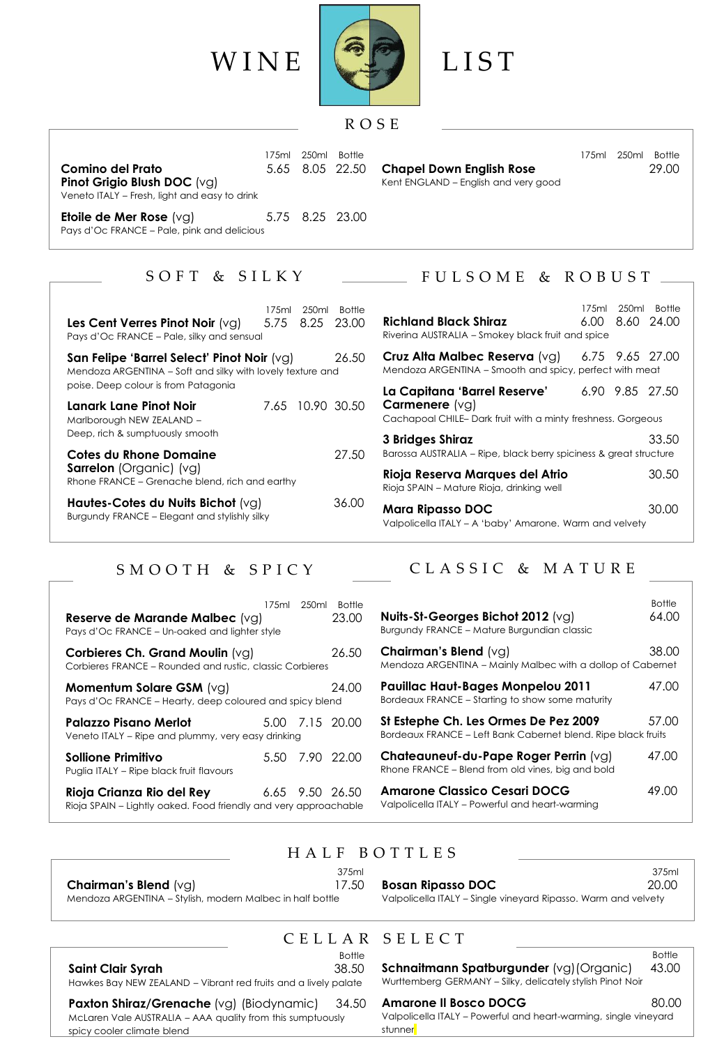# WINE LIST

## ROSE

| Wine | 175ml | 250ml | Bottle |
|---|---|---|---|
| **Comino del Prato Pinot Grigio Blush DOC** (vg)<br>Veneto ITALY – Fresh, light and easy to drink | 5.65 | 8.05 | 22.50 |
| **Etoile de Mer Rose** (vg)<br>Pays d'Oc FRANCE – Pale, pink and delicious | 5.75 | 8.25 | 23.00 |
| **Chapel Down English Rose**<br>Kent ENGLAND – English and very good | | | 29.00 |

## SOFT & SILKY

| Wine | 175ml | 250ml | Bottle |
|---|---|---|---|
| **Les Cent Verres Pinot Noir** (vg)<br>Pays d'Oc FRANCE – Pale, silky and sensual | 5.75 | 8.25 | 23.00 |
| **San Felipe 'Barrel Select' Pinot Noir** (vg)<br>Mendoza ARGENTINA – Soft and silky with lovely texture and poise. Deep colour is from Patagonia | | | 26.50 |
| **Lanark Lane Pinot Noir**<br>Marlborough NEW ZEALAND – Deep, rich & sumptuously smooth | 7.65 | 10.90 | 30.50 |
| **Cotes du Rhone Domaine Sarrelon** (Organic) (vg)<br>Rhone FRANCE – Grenache blend, rich and earthy | | | 27.50 |
| **Hautes-Cotes du Nuits Bichot** (vg)<br>Burgundy FRANCE – Elegant and stylishly silky | | | 36.00 |

## FULSOME & ROBUST

| Wine | 175ml | 250ml | Bottle |
|---|---|---|---|
| **Richland Black Shiraz**<br>Riverina AUSTRALIA – Smokey black fruit and spice | 6.00 | 8.60 | 24.00 |
| **Cruz Alta Malbec Reserva** (vg)<br>Mendoza ARGENTINA – Smooth and spicy, perfect with meat | 6.75 | 9.65 | 27.00 |
| **La Capitana 'Barrel Reserve' Carmenere** (vg)<br>Cachapoal CHILE– Dark fruit with a minty freshness. Gorgeous | 6.90 | 9.85 | 27.50 |
| **3 Bridges Shiraz**<br>Barossa AUSTRALIA – Ripe, black berry spiciness & great structure | | | 33.50 |
| **Rioja Reserva Marques del Atrio**<br>Rioja SPAIN – Mature Rioja, drinking well | | | 30.50 |
| **Mara Ripasso DOC**<br>Valpolicella ITALY – A 'baby' Amarone. Warm and velvety | | | 30.00 |

## SMOOTH & SPICY

| Wine | 175ml | 250ml | Bottle |
|---|---|---|---|
| **Reserve de Marande Malbec** (vg)<br>Pays d'Oc FRANCE – Un-oaked and lighter style | | | 23.00 |
| **Corbieres Ch. Grand Moulin** (vg)<br>Corbieres FRANCE – Rounded and rustic, classic Corbieres | | | 26.50 |
| **Momentum Solare GSM** (vg)<br>Pays d'Oc FRANCE – Hearty, deep coloured and spicy blend | | | 24.00 |
| **Palazzo Pisano Merlot**<br>Veneto ITALY – Ripe and plummy, very easy drinking | 5.00 | 7.15 | 20.00 |
| **Sollione Primitivo**<br>Puglia ITALY – Ripe black fruit flavours | 5.50 | 7.90 | 22.00 |
| **Rioja Crianza Rio del Rey**<br>Rioja SPAIN – Lightly oaked. Food friendly and very approachable | 6.65 | 9.50 | 26.50 |

## CLASSIC & MATURE

| Wine | Bottle |
|---|---|
| **Nuits-St-Georges Bichot 2012** (vg)<br>Burgundy FRANCE – Mature Burgundian classic | 64.00 |
| **Chairman's Blend** (vg)<br>Mendoza ARGENTINA – Mainly Malbec with a dollop of Cabernet | 38.00 |
| **Pauillac Haut-Bages Monpelou 2011**<br>Bordeaux FRANCE – Starting to show some maturity | 47.00 |
| **St Estephe Ch. Les Ormes De Pez 2009**<br>Bordeaux FRANCE – Left Bank Cabernet blend. Ripe black fruits | 57.00 |
| **Chateauneuf-du-Pape Roger Perrin** (vg)<br>Rhone FRANCE – Blend from old vines, big and bold | 47.00 |
| **Amarone Classico Cesari DOCG**<br>Valpolicella ITALY – Powerful and heart-warming | 49.00 |

## HALF BOTTLES

| Wine | 375ml |
|---|---|
| **Chairman's Blend** (vg)<br>Mendoza ARGENTINA – Stylish, modern Malbec in half bottle | 17.50 |
| **Bosan Ripasso DOC**<br>Valpolicella ITALY – Single vineyard Ripasso. Warm and velvety | 20.00 |

## CELLAR SELECT

| Wine | Bottle |
|---|---|
| **Saint Clair Syrah**<br>Hawkes Bay NEW ZEALAND – Vibrant red fruits and a lively palate | 38.50 |
| **Paxton Shiraz/Grenache** (vg) (Biodynamic)<br>McLaren Vale AUSTRALIA – AAA quality from this sumptuously spicy cooler climate blend | 34.50 |
| **Schnaitmann Spatburgunder** (vg)(Organic)<br>Wurttemberg GERMANY – Silky, delicately stylish Pinot Noir | 43.00 |
| **Amarone Il Bosco DOCG**<br>Valpolicella ITALY – Powerful and heart-warming, single vineyard stunner | 80.00 |